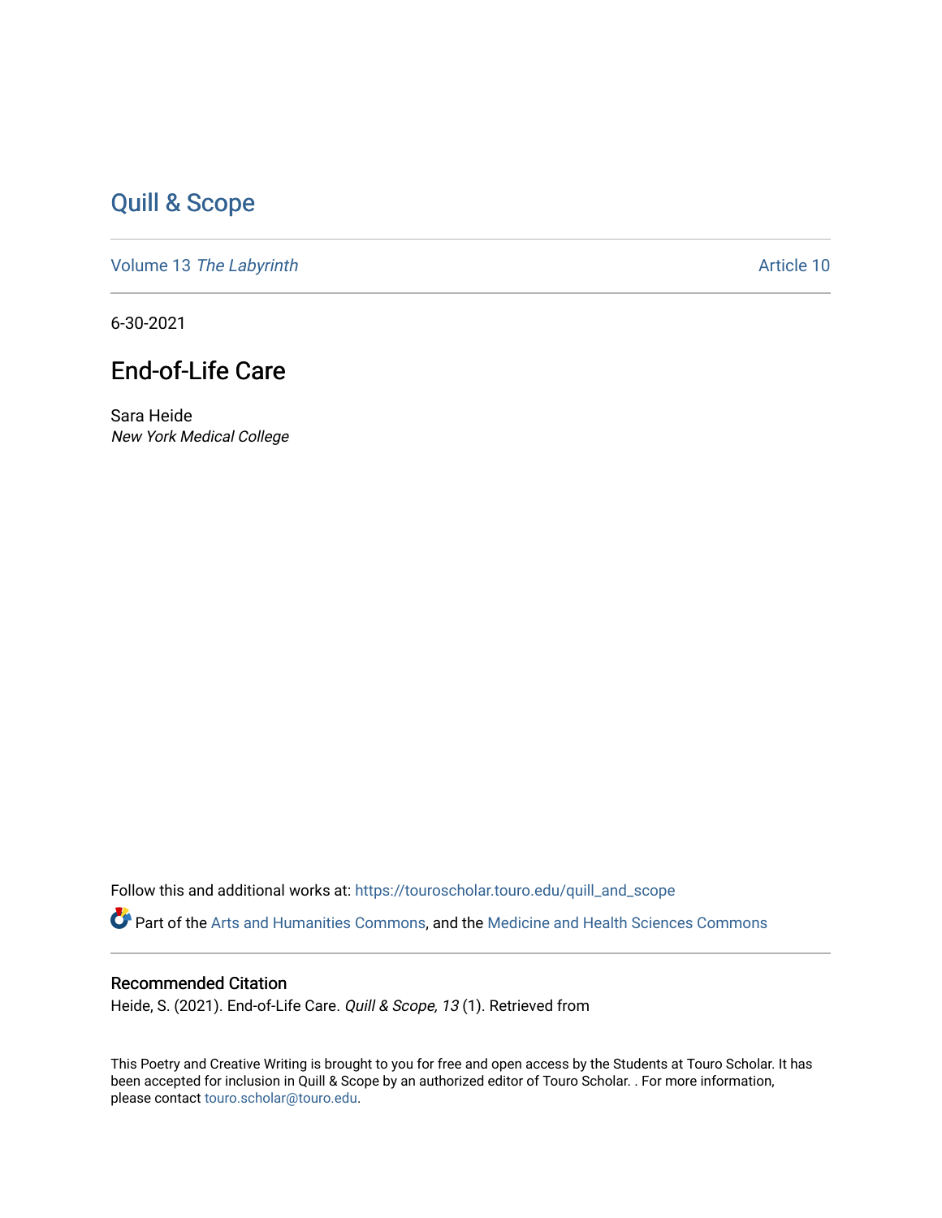# Quill & Scope

Volume 13 *The Labyrinth* Article 10

6-30-2021

## End-of-Life Care

Sara Heide
*New York Medical College*

Follow this and additional works at: https://touroscholar.touro.edu/quill_and_scope

Part of the Arts and Humanities Commons, and the Medicine and Health Sciences Commons

### Recommended Citation

Heide, S. (2021). End-of-Life Care. *Quill & Scope, 13* (1). Retrieved from

This Poetry and Creative Writing is brought to you for free and open access by the Students at Touro Scholar. It has been accepted for inclusion in Quill & Scope by an authorized editor of Touro Scholar. . For more information, please contact touro.scholar@touro.edu.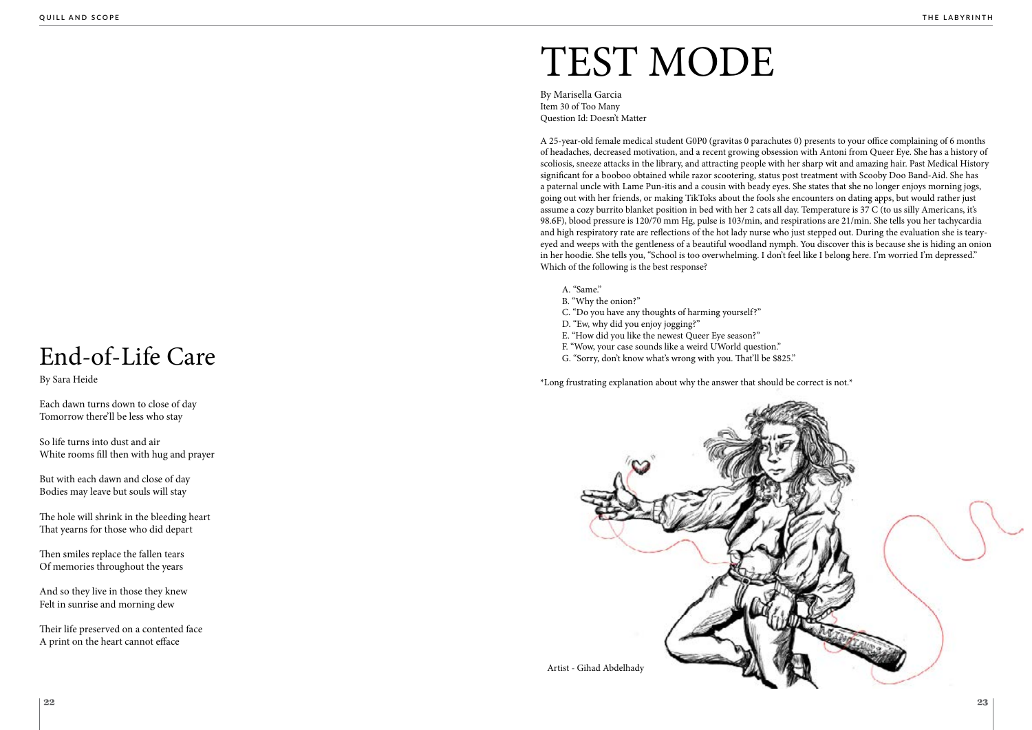# End-of-Life Care

By Sara Heide

Each dawn turns down to close of day
Tomorrow there'll be less who stay

So life turns into dust and air
White rooms fill then with hug and prayer

But with each dawn and close of day
Bodies may leave but souls will stay

The hole will shrink in the bleeding heart
That yearns for those who did depart

Then smiles replace the fallen tears
Of memories throughout the years

And so they live in those they knew
Felt in sunrise and morning dew

Their life preserved on a contented face
A print on the heart cannot efface

# TEST MODE

By Marisella Garcia
Item 30 of Too Many
Question Id: Doesn't Matter

A 25-year-old female medical student G0P0 (gravitas 0 parachutes 0) presents to your office complaining of 6 months of headaches, decreased motivation, and a recent growing obsession with Antoni from Queer Eye. She has a history of scoliosis, sneeze attacks in the library, and attracting people with her sharp wit and amazing hair. Past Medical History significant for a booboo obtained while razor scootering, status post treatment with Scooby Doo Band-Aid. She has a paternal uncle with Lame Pun-itis and a cousin with beady eyes. She states that she no longer enjoys morning jogs, going out with her friends, or making TikToks about the fools she encounters on dating apps, but would rather just assume a cozy burrito blanket position in bed with her 2 cats all day. Temperature is 37 C (to us silly Americans, it's 98.6F), blood pressure is 120/70 mm Hg, pulse is 103/min, and respirations are 21/min. She tells you her tachycardia and high respiratory rate are reflections of the hot lady nurse who just stepped out. During the evaluation she is teary-eyed and weeps with the gentleness of a beautiful woodland nymph. You discover this is because she is hiding an onion in her hoodie. She tells you, "School is too overwhelming. I don't feel like I belong here. I'm worried I'm depressed." Which of the following is the best response?

A. "Same."
B. "Why the onion?"
C. "Do you have any thoughts of harming yourself?"
D. "Ew, why did you enjoy jogging?"
E. "How did you like the newest Queer Eye season?"
F. "Wow, your case sounds like a weird UWorld question."
G. "Sorry, don't know what's wrong with you. That'll be $825."

*Long frustrating explanation about why the answer that should be correct is not.*

Artist - Gihad Abdelhady